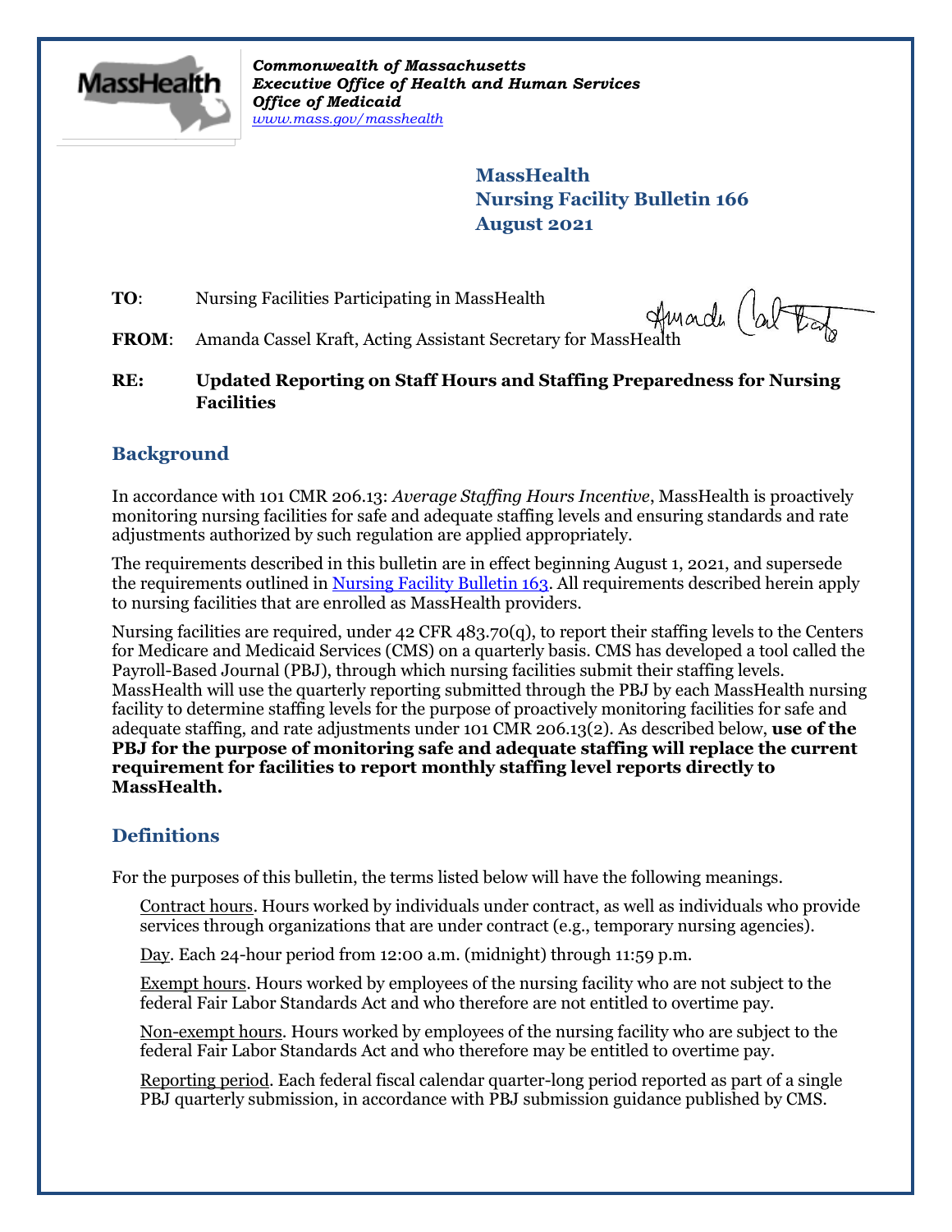*Commonwealth of Massachusetts*
*Executive Office of Health and Human Services*
*Office of Medicaid*
*www.mass.gov/masshealth*

**MassHealth**
**Nursing Facility Bulletin 166**
**August 2021**

**TO**: Nursing Facilities Participating in MassHealth

**FROM**: Amanda Cassel Kraft, Acting Assistant Secretary for MassHealth

**RE: Updated Reporting on Staff Hours and Staffing Preparedness for Nursing Facilities**

## Background

In accordance with 101 CMR 206.13: *Average Staffing Hours Incentive*, MassHealth is proactively monitoring nursing facilities for safe and adequate staffing levels and ensuring standards and rate adjustments authorized by such regulation are applied appropriately.

The requirements described in this bulletin are in effect beginning August 1, 2021, and supersede the requirements outlined in Nursing Facility Bulletin 163. All requirements described herein apply to nursing facilities that are enrolled as MassHealth providers.

Nursing facilities are required, under 42 CFR 483.70(q), to report their staffing levels to the Centers for Medicare and Medicaid Services (CMS) on a quarterly basis. CMS has developed a tool called the Payroll-Based Journal (PBJ), through which nursing facilities submit their staffing levels. MassHealth will use the quarterly reporting submitted through the PBJ by each MassHealth nursing facility to determine staffing levels for the purpose of proactively monitoring facilities for safe and adequate staffing, and rate adjustments under 101 CMR 206.13(2). As described below, **use of the PBJ for the purpose of monitoring safe and adequate staffing will replace the current requirement for facilities to report monthly staffing level reports directly to MassHealth.**

## Definitions

For the purposes of this bulletin, the terms listed below will have the following meanings.

Contract hours. Hours worked by individuals under contract, as well as individuals who provide services through organizations that are under contract (e.g., temporary nursing agencies).

Day. Each 24-hour period from 12:00 a.m. (midnight) through 11:59 p.m.

Exempt hours. Hours worked by employees of the nursing facility who are not subject to the federal Fair Labor Standards Act and who therefore are not entitled to overtime pay.

Non-exempt hours. Hours worked by employees of the nursing facility who are subject to the federal Fair Labor Standards Act and who therefore may be entitled to overtime pay.

Reporting period. Each federal fiscal calendar quarter-long period reported as part of a single PBJ quarterly submission, in accordance with PBJ submission guidance published by CMS.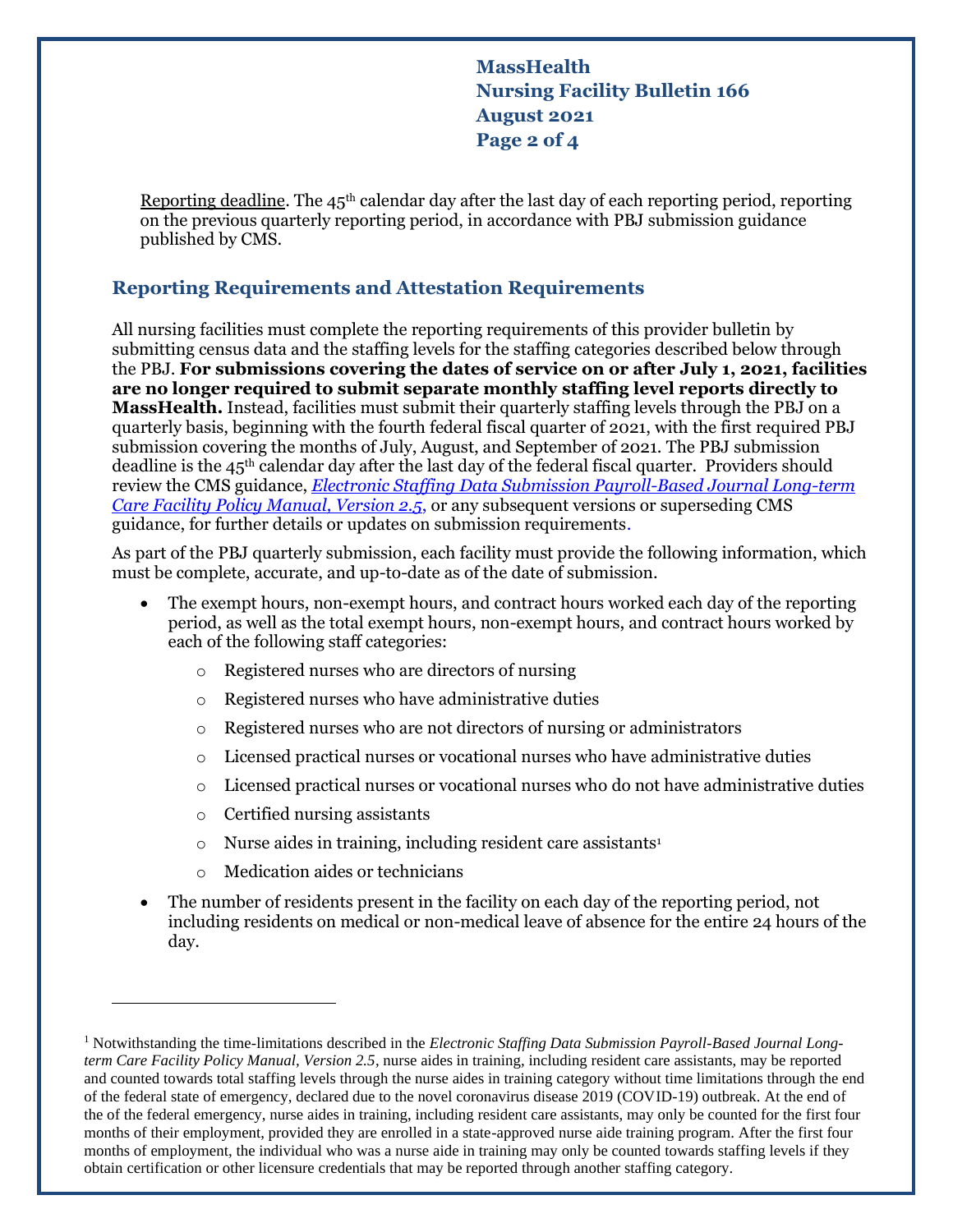Reporting deadline. The 45th calendar day after the last day of each reporting period, reporting on the previous quarterly reporting period, in accordance with PBJ submission guidance published by CMS.

## Reporting Requirements and Attestation Requirements

All nursing facilities must complete the reporting requirements of this provider bulletin by submitting census data and the staffing levels for the staffing categories described below through the PBJ. **For submissions covering the dates of service on or after July 1, 2021, facilities are no longer required to submit separate monthly staffing level reports directly to MassHealth.** Instead, facilities must submit their quarterly staffing levels through the PBJ on a quarterly basis, beginning with the fourth federal fiscal quarter of 2021, with the first required PBJ submission covering the months of July, August, and September of 2021. The PBJ submission deadline is the 45th calendar day after the last day of the federal fiscal quarter. Providers should review the CMS guidance, *Electronic Staffing Data Submission Payroll-Based Journal Long-term Care Facility Policy Manual, Version 2.5*, or any subsequent versions or superseding CMS guidance, for further details or updates on submission requirements.

As part of the PBJ quarterly submission, each facility must provide the following information, which must be complete, accurate, and up-to-date as of the date of submission.

- The exempt hours, non-exempt hours, and contract hours worked each day of the reporting period, as well as the total exempt hours, non-exempt hours, and contract hours worked by each of the following staff categories:
  - Registered nurses who are directors of nursing
  - Registered nurses who have administrative duties
  - Registered nurses who are not directors of nursing or administrators
  - Licensed practical nurses or vocational nurses who have administrative duties
  - Licensed practical nurses or vocational nurses who do not have administrative duties
  - Certified nursing assistants
  - Nurse aides in training, including resident care assistants[1]
  - Medication aides or technicians
- The number of residents present in the facility on each day of the reporting period, not including residents on medical or non-medical leave of absence for the entire 24 hours of the day.

---

[1] Notwithstanding the time-limitations described in the *Electronic Staffing Data Submission Payroll-Based Journal Long-term Care Facility Policy Manual, Version 2.5*, nurse aides in training, including resident care assistants, may be reported and counted towards total staffing levels through the nurse aides in training category without time limitations through the end of the federal state of emergency, declared due to the novel coronavirus disease 2019 (COVID-19) outbreak. At the end of the of the federal emergency, nurse aides in training, including resident care assistants, may only be counted for the first four months of their employment, provided they are enrolled in a state-approved nurse aide training program. After the first four months of employment, the individual who was a nurse aide in training may only be counted towards staffing levels if they obtain certification or other licensure credentials that may be reported through another staffing category.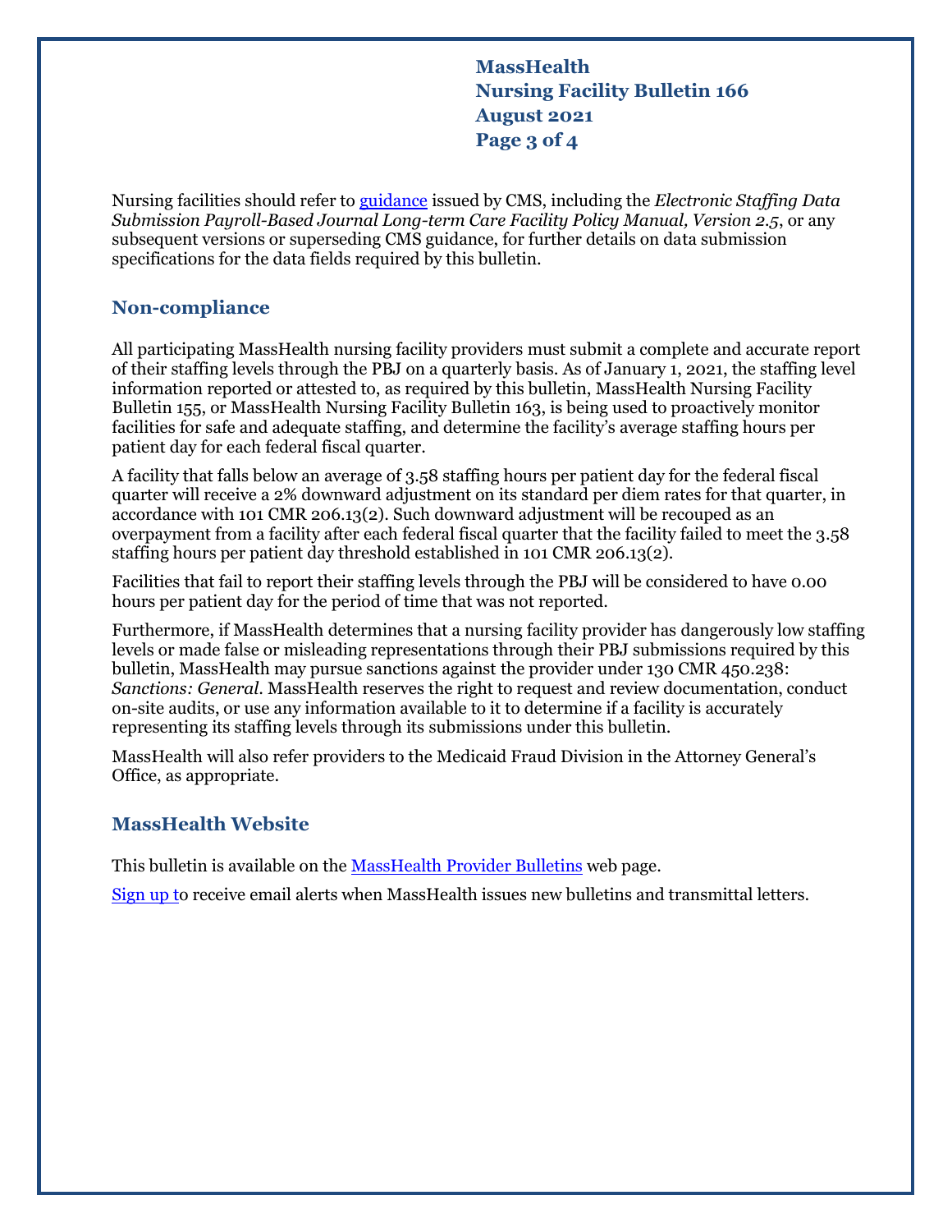Nursing facilities should refer to guidance issued by CMS, including the *Electronic Staffing Data Submission Payroll-Based Journal Long-term Care Facility Policy Manual, Version 2.5*, or any subsequent versions or superseding CMS guidance, for further details on data submission specifications for the data fields required by this bulletin.

## Non-compliance

All participating MassHealth nursing facility providers must submit a complete and accurate report of their staffing levels through the PBJ on a quarterly basis. As of January 1, 2021, the staffing level information reported or attested to, as required by this bulletin, MassHealth Nursing Facility Bulletin 155, or MassHealth Nursing Facility Bulletin 163, is being used to proactively monitor facilities for safe and adequate staffing, and determine the facility's average staffing hours per patient day for each federal fiscal quarter.

A facility that falls below an average of 3.58 staffing hours per patient day for the federal fiscal quarter will receive a 2% downward adjustment on its standard per diem rates for that quarter, in accordance with 101 CMR 206.13(2). Such downward adjustment will be recouped as an overpayment from a facility after each federal fiscal quarter that the facility failed to meet the 3.58 staffing hours per patient day threshold established in 101 CMR 206.13(2).

Facilities that fail to report their staffing levels through the PBJ will be considered to have 0.00 hours per patient day for the period of time that was not reported.

Furthermore, if MassHealth determines that a nursing facility provider has dangerously low staffing levels or made false or misleading representations through their PBJ submissions required by this bulletin, MassHealth may pursue sanctions against the provider under 130 CMR 450.238: *Sanctions: General*. MassHealth reserves the right to request and review documentation, conduct on-site audits, or use any information available to it to determine if a facility is accurately representing its staffing levels through its submissions under this bulletin.

MassHealth will also refer providers to the Medicaid Fraud Division in the Attorney General's Office, as appropriate.

## MassHealth Website

This bulletin is available on the MassHealth Provider Bulletins web page.

Sign up to receive email alerts when MassHealth issues new bulletins and transmittal letters.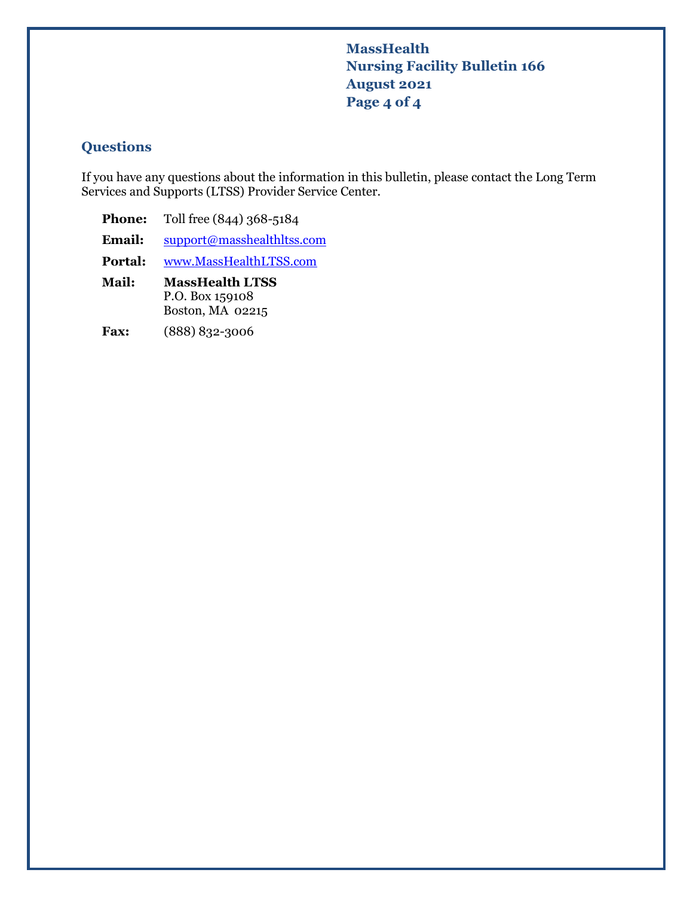## Questions

If you have any questions about the information in this bulletin, please contact the Long Term Services and Supports (LTSS) Provider Service Center.

**Phone:** Toll free (844) 368-5184

**Email:** support@masshealthltss.com

**Portal:** www.MassHealthLTSS.com

**Mail:** **MassHealth LTSS**
P.O. Box 159108
Boston, MA 02215

**Fax:** (888) 832-3006